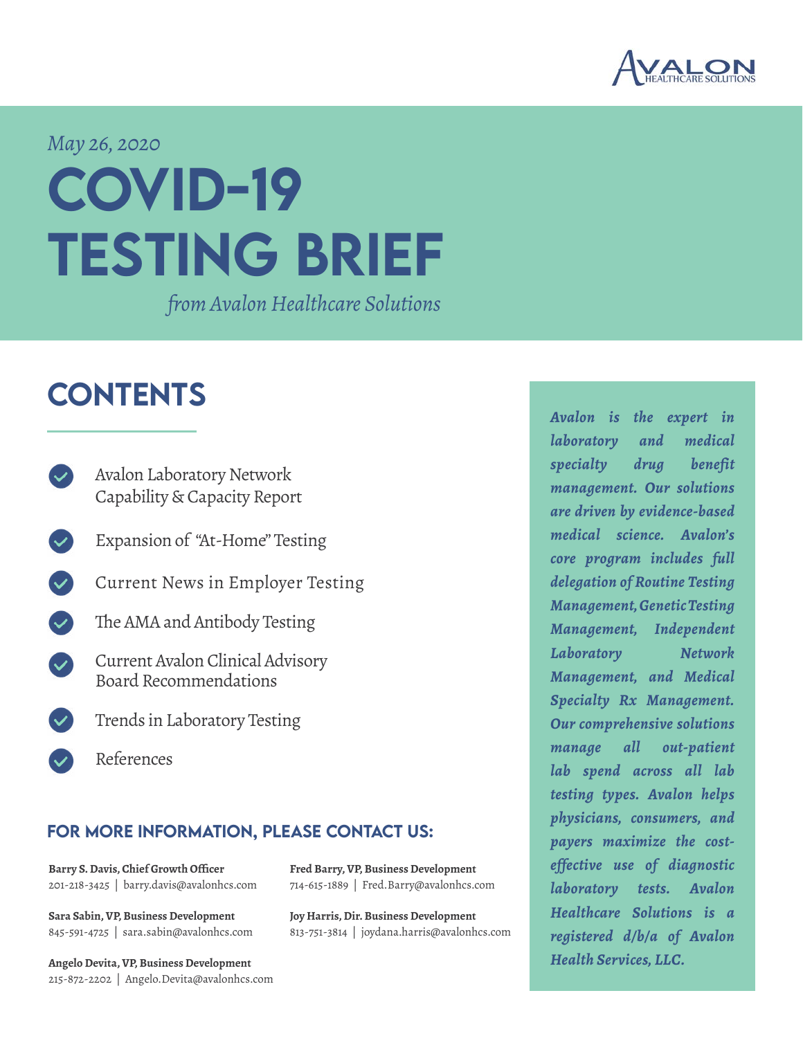AVALON HEALTHCARE SOLUTIONS

*May 26, 2020*

# COVID-19 TESTING BRIEF

*from Avalon Healthcare Solutions*

## CONTENTS

- Avalon Laboratory Network Capability & Capacity Report
- Expansion of "At-Home" Testing
- Current News in Employer Testing
- The AMA and Antibody Testing
- Current Avalon Clinical Advisory Board Recommendations
- Trends in Laboratory Testing
- References

### FOR MORE INFORMATION, PLEASE CONTACT US:

**Barry S. Davis, Chief Growth Officer**
201-218-3425 | barry.davis@avalonhcs.com

**Sara Sabin, VP, Business Development**
845-591-4725 | sara.sabin@avalonhcs.com

**Angelo Devita, VP, Business Development**
215-872-2202 | Angelo.Devita@avalonhcs.com

**Fred Barry, VP, Business Development**
714-615-1889 | Fred.Barry@avalonhcs.com

**Joy Harris, Dir. Business Development**
813-751-3814 | joydana.harris@avalonhcs.com

***Avalon is the expert in laboratory and medical specialty drug benefit management. Our solutions are driven by evidence-based medical science. Avalon's core program includes full delegation of Routine Testing Management, Genetic Testing Management, Independent Laboratory Network Management, and Medical Specialty Rx Management. Our comprehensive solutions manage all out-patient lab spend across all lab testing types. Avalon helps physicians, consumers, and payers maximize the cost-effective use of diagnostic laboratory tests. Avalon Healthcare Solutions is a registered d/b/a of Avalon Health Services, LLC.***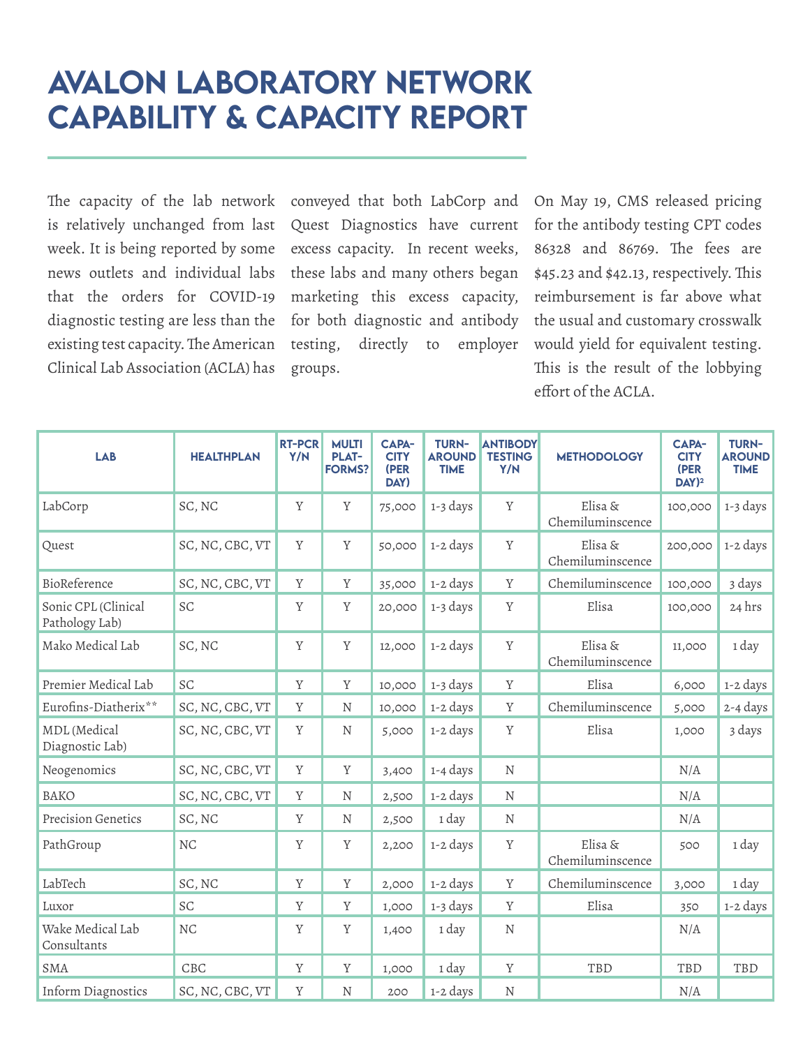# AVALON LABORATORY NETWORK CAPABILITY & CAPACITY REPORT

The capacity of the lab network is relatively unchanged from last week. It is being reported by some news outlets and individual labs that the orders for COVID-19 diagnostic testing are less than the existing test capacity. The American Clinical Lab Association (ACLA) has conveyed that both LabCorp and Quest Diagnostics have current excess capacity. In recent weeks, these labs and many others began marketing this excess capacity, for both diagnostic and antibody testing, directly to employer groups.

On May 19, CMS released pricing for the antibody testing CPT codes 86328 and 86769. The fees are $45.23 and $42.13, respectively. This reimbursement is far above what the usual and customary crosswalk would yield for equivalent testing. This is the result of the lobbying effort of the ACLA.

| LAB | HEALTHPLAN | RT-PCR Y/N | MULTI PLATFORMS? | CAPACITY (PER DAY) | TURNAROUND TIME | ANTIBODY TESTING Y/N | METHODOLOGY | CAPACITY (PER DAY)[2] | TURNAROUND TIME |
|---|---|---|---|---|---|---|---|---|---|
| LabCorp | SC, NC | Y | Y | 75,000 | 1-3 days | Y | Elisa & Chemiluminscence | 100,000 | 1-3 days |
| Quest | SC, NC, CBC, VT | Y | Y | 50,000 | 1-2 days | Y | Elisa & Chemiluminscence | 200,000 | 1-2 days |
| BioReference | SC, NC, CBC, VT | Y | Y | 35,000 | 1-2 days | Y | Chemiluminscence | 100,000 | 3 days |
| Sonic CPL (Clinical Pathology Lab) | SC | Y | Y | 20,000 | 1-3 days | Y | Elisa | 100,000 | 24 hrs |
| Mako Medical Lab | SC, NC | Y | Y | 12,000 | 1-2 days | Y | Elisa & Chemiluminscence | 11,000 | 1 day |
| Premier Medical Lab | SC | Y | Y | 10,000 | 1-3 days | Y | Elisa | 6,000 | 1-2 days |
| Eurofins-Diatherix** | SC, NC, CBC, VT | Y | N | 10,000 | 1-2 days | Y | Chemiluminscence | 5,000 | 2-4 days |
| MDL (Medical Diagnostic Lab) | SC, NC, CBC, VT | Y | N | 5,000 | 1-2 days | Y | Elisa | 1,000 | 3 days |
| Neogenomics | SC, NC, CBC, VT | Y | Y | 3,400 | 1-4 days | N | | N/A | |
| BAKO | SC, NC, CBC, VT | Y | N | 2,500 | 1-2 days | N | | N/A | |
| Precision Genetics | SC, NC | Y | N | 2,500 | 1 day | N | | N/A | |
| PathGroup | NC | Y | Y | 2,200 | 1-2 days | Y | Elisa & Chemiluminscence | 500 | 1 day |
| LabTech | SC, NC | Y | Y | 2,000 | 1-2 days | Y | Chemiluminscence | 3,000 | 1 day |
| Luxor | SC | Y | Y | 1,000 | 1-3 days | Y | Elisa | 350 | 1-2 days |
| Wake Medical Lab Consultants | NC | Y | Y | 1,400 | 1 day | N | | N/A | |
| SMA | CBC | Y | Y | 1,000 | 1 day | Y | TBD | TBD | TBD |
| Inform Diagnostics | SC, NC, CBC, VT | Y | N | 200 | 1-2 days | N | | N/A | |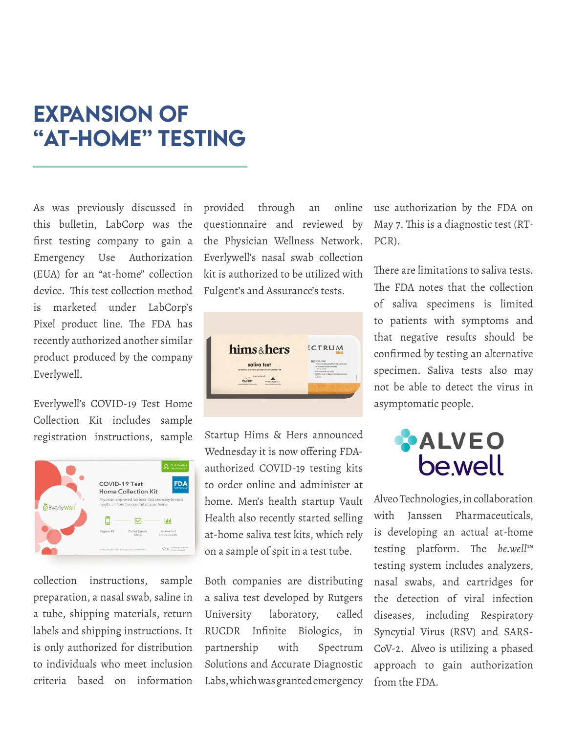# EXPANSION OF "AT-HOME" TESTING

As was previously discussed in this bulletin, LabCorp was the first testing company to gain a Emergency Use Authorization (EUA) for an "at-home" collection device. This test collection method is marketed under LabCorp's Pixel product line. The FDA has recently authorized another similar product produced by the company Everlywell.

Everlywell's COVID-19 Test Home Collection Kit includes sample registration instructions, sample collection instructions, sample preparation, a nasal swab, saline in a tube, shipping materials, return labels and shipping instructions. It is only authorized for distribution to individuals who meet inclusion criteria based on information provided through an online questionnaire and reviewed by the Physician Wellness Network. Everlywell's nasal swab collection kit is authorized to be utilized with Fulgent's and Assurance's tests.

Startup Hims & Hers announced Wednesday it is now offering FDA-authorized COVID-19 testing kits to order online and administer at home. Men's health startup Vault Health also recently started selling at-home saliva test kits, which rely on a sample of spit in a test tube.

Both companies are distributing a saliva test developed by Rutgers University laboratory, called RUCDR Infinite Biologics, in partnership with Spectrum Solutions and Accurate Diagnostic Labs, which was granted emergency use authorization by the FDA on May 7. This is a diagnostic test (RT-PCR).

There are limitations to saliva tests. The FDA notes that the collection of saliva specimens is limited to patients with symptoms and that negative results should be confirmed by testing an alternative specimen. Saliva tests also may not be able to detect the virus in asymptomatic people.

Alveo Technologies, in collaboration with Janssen Pharmaceuticals, is developing an actual at-home testing platform. The *be.well*™ testing system includes analyzers, nasal swabs, and cartridges for the detection of viral infection diseases, including Respiratory Syncytial Virus (RSV) and SARS-CoV-2. Alveo is utilizing a phased approach to gain authorization from the FDA.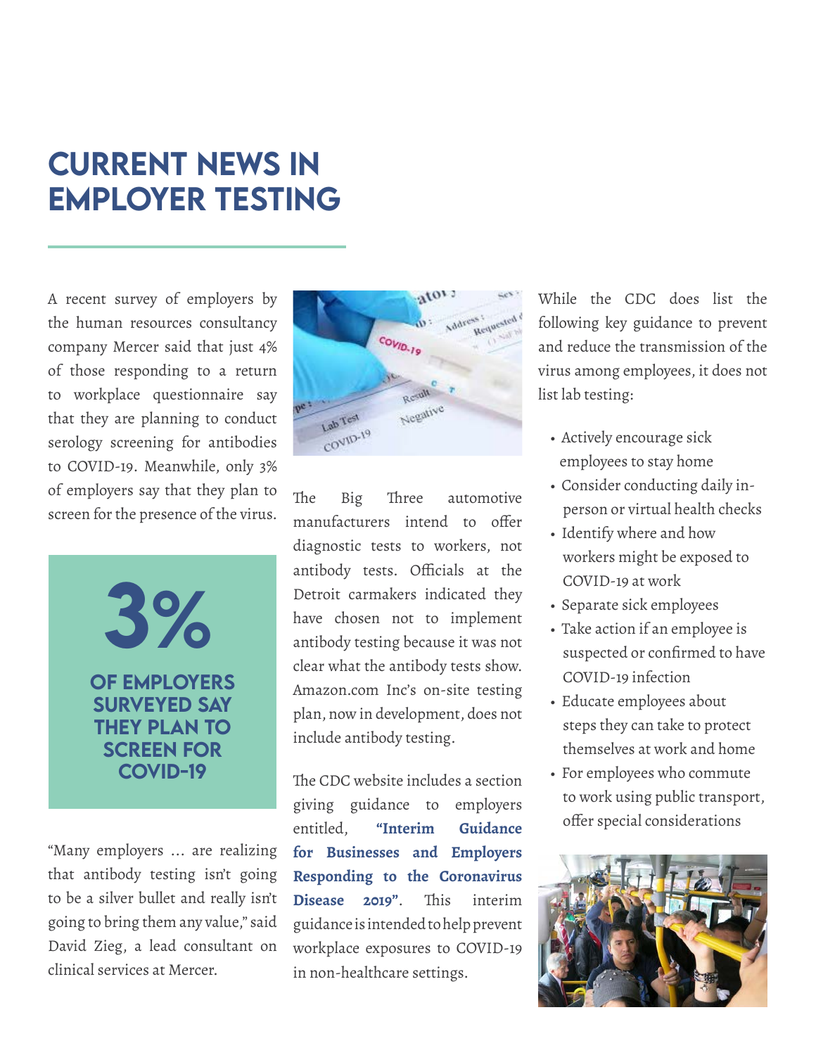# CURRENT NEWS IN EMPLOYER TESTING

A recent survey of employers by the human resources consultancy company Mercer said that just 4% of those responding to a return to workplace questionnaire say that they are planning to conduct serology screening for antibodies to COVID-19. Meanwhile, only 3% of employers say that they plan to screen for the presence of the virus.

**3%**

**OF EMPLOYERS SURVEYED SAY THEY PLAN TO SCREEN FOR COVID-19**

"Many employers ... are realizing that antibody testing isn't going to be a silver bullet and really isn't going to bring them any value," said David Zieg, a lead consultant on clinical services at Mercer.

The Big Three automotive manufacturers intend to offer diagnostic tests to workers, not antibody tests. Officials at the Detroit carmakers indicated they have chosen not to implement antibody testing because it was not clear what the antibody tests show. Amazon.com Inc's on-site testing plan, now in development, does not include antibody testing.

The CDC website includes a section giving guidance to employers entitled, **"Interim Guidance for Businesses and Employers Responding to the Coronavirus Disease 2019"**. This interim guidance is intended to help prevent workplace exposures to COVID-19 in non-healthcare settings.

While the CDC does list the following key guidance to prevent and reduce the transmission of the virus among employees, it does not list lab testing:

- Actively encourage sick employees to stay home
- Consider conducting daily in-person or virtual health checks
- Identify where and how workers might be exposed to COVID-19 at work
- Separate sick employees
- Take action if an employee is suspected or confirmed to have COVID-19 infection
- Educate employees about steps they can take to protect themselves at work and home
- For employees who commute to work using public transport, offer special considerations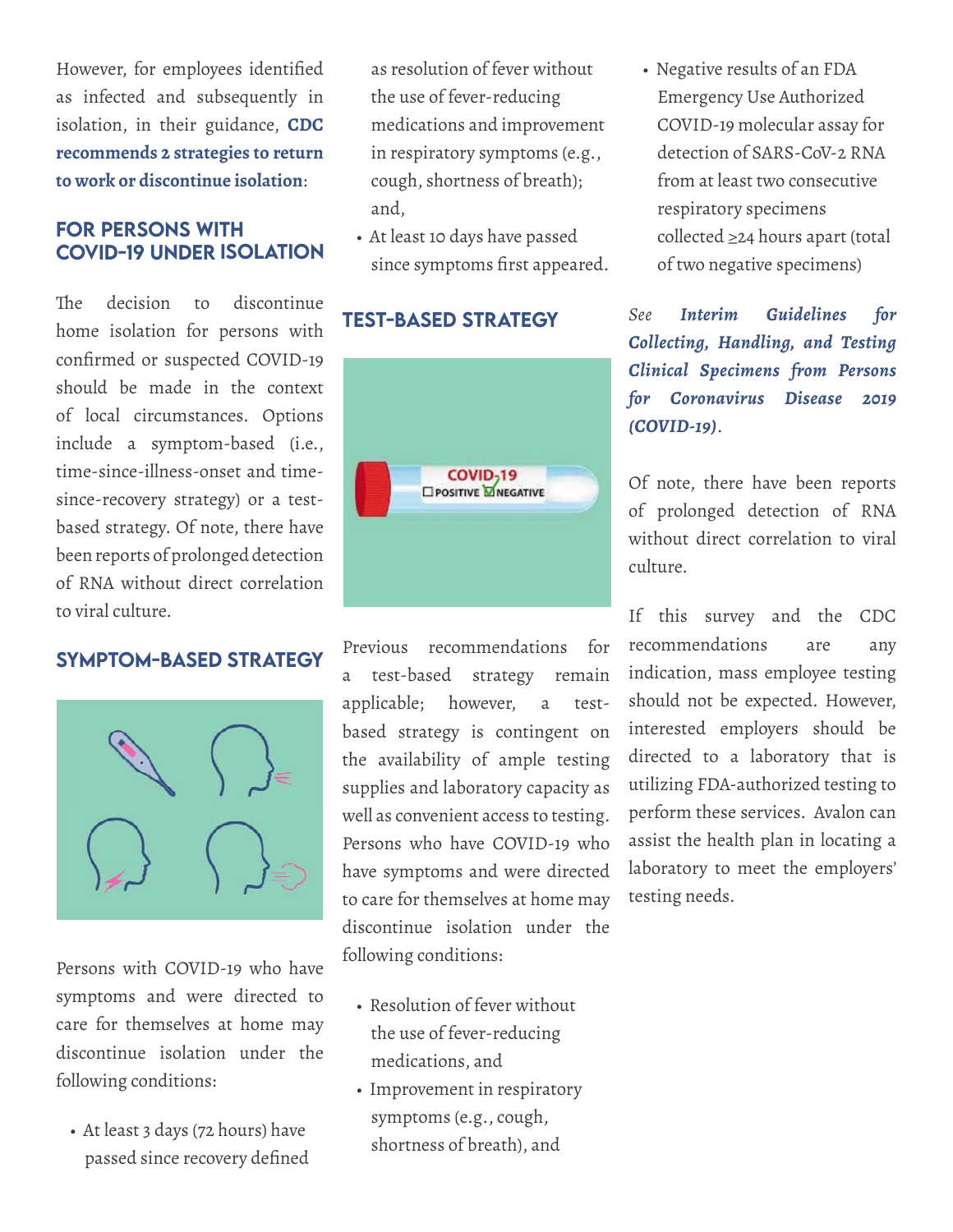However, for employees identified as infected and subsequently in isolation, in their guidance, **CDC recommends 2 strategies to return to work or discontinue isolation**:

## FOR PERSONS WITH COVID-19 UNDER ISOLATION

The decision to discontinue home isolation for persons with confirmed or suspected COVID-19 should be made in the context of local circumstances. Options include a symptom-based (i.e., time-since-illness-onset and time-since-recovery strategy) or a test-based strategy. Of note, there have been reports of prolonged detection of RNA without direct correlation to viral culture.

## SYMPTOM-BASED STRATEGY

Persons with COVID-19 who have symptoms and were directed to care for themselves at home may discontinue isolation under the following conditions:

- At least 3 days (72 hours) have passed since recovery defined as resolution of fever without the use of fever-reducing medications and improvement in respiratory symptoms (e.g., cough, shortness of breath); and,
- At least 10 days have passed since symptoms first appeared.

## TEST-BASED STRATEGY

Previous recommendations for a test-based strategy remain applicable; however, a test-based strategy is contingent on the availability of ample testing supplies and laboratory capacity as well as convenient access to testing. Persons who have COVID-19 who have symptoms and were directed to care for themselves at home may discontinue isolation under the following conditions:

- Resolution of fever without the use of fever-reducing medications, and
- Improvement in respiratory symptoms (e.g., cough, shortness of breath), and
- Negative results of an FDA Emergency Use Authorized COVID-19 molecular assay for detection of SARS-CoV-2 RNA from at least two consecutive respiratory specimens collected ≥24 hours apart (total of two negative specimens)

*See **Interim Guidelines for Collecting, Handling, and Testing Clinical Specimens from Persons for Coronavirus Disease 2019 (COVID-19)**.*

Of note, there have been reports of prolonged detection of RNA without direct correlation to viral culture.

If this survey and the CDC recommendations are any indication, mass employee testing should not be expected. However, interested employers should be directed to a laboratory that is utilizing FDA-authorized testing to perform these services. Avalon can assist the health plan in locating a laboratory to meet the employers' testing needs.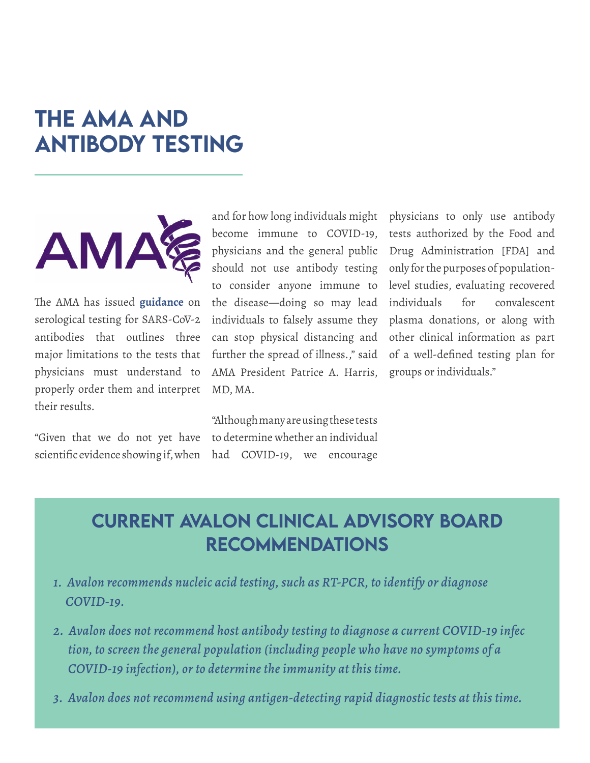# THE AMA AND ANTIBODY TESTING

The AMA has issued **guidance** on serological testing for SARS-CoV-2 antibodies that outlines three major limitations to the tests that physicians must understand to properly order them and interpret their results.

"Given that we do not yet have scientific evidence showing if, when and for how long individuals might become immune to COVID-19, physicians and the general public should not use antibody testing to consider anyone immune to the disease—doing so may lead individuals to falsely assume they can stop physical distancing and further the spread of illness.," said AMA President Patrice A. Harris, MD, MA.

"Although many are using these tests to determine whether an individual had COVID-19, we encourage physicians to only use antibody tests authorized by the Food and Drug Administration [FDA] and only for the purposes of population-level studies, evaluating recovered individuals for convalescent plasma donations, or along with other clinical information as part of a well-defined testing plan for groups or individuals."

## CURRENT AVALON CLINICAL ADVISORY BOARD RECOMMENDATIONS

1. *Avalon recommends nucleic acid testing, such as RT-PCR, to identify or diagnose COVID-19.*
2. *Avalon does not recommend host antibody testing to diagnose a current COVID-19 infec tion, to screen the general population (including people who have no symptoms of a COVID-19 infection), or to determine the immunity at this time.*
3. *Avalon does not recommend using antigen-detecting rapid diagnostic tests at this time.*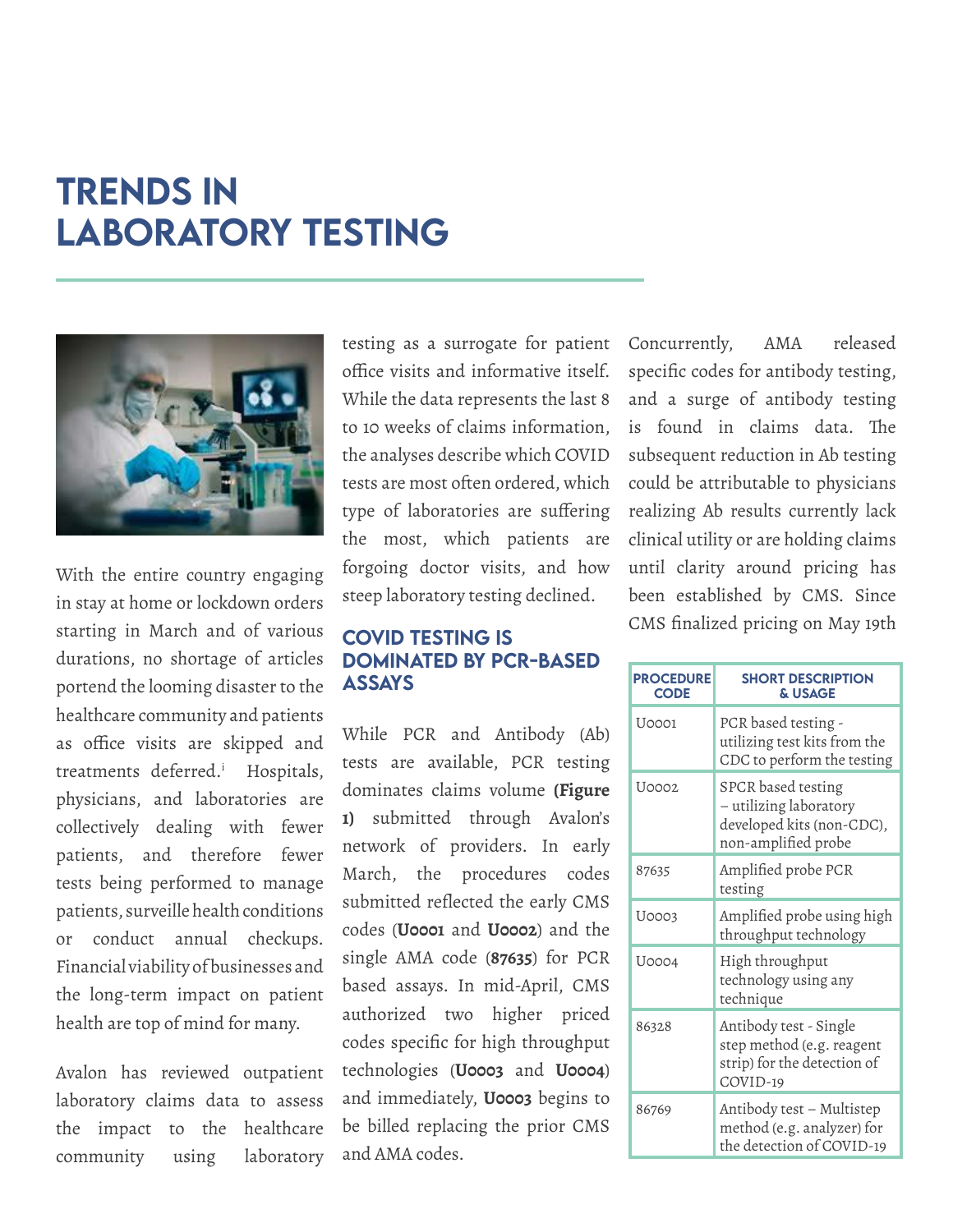# TRENDS IN LABORATORY TESTING

With the entire country engaging in stay at home or lockdown orders starting in March and of various durations, no shortage of articles portend the looming disaster to the healthcare community and patients as office visits are skipped and treatments deferred.[i] Hospitals, physicians, and laboratories are collectively dealing with fewer patients, and therefore fewer tests being performed to manage patients, surveille health conditions or conduct annual checkups. Financial viability of businesses and the long-term impact on patient health are top of mind for many.

Avalon has reviewed outpatient laboratory claims data to assess the impact to the healthcare community using laboratory testing as a surrogate for patient office visits and informative itself. While the data represents the last 8 to 10 weeks of claims information, the analyses describe which COVID tests are most often ordered, which type of laboratories are suffering the most, which patients are forgoing doctor visits, and how steep laboratory testing declined.

## COVID TESTING IS DOMINATED BY PCR-BASED ASSAYS

While PCR and Antibody (Ab) tests are available, PCR testing dominates claims volume **(Figure 1)** submitted through Avalon's network of providers. In early March, the procedures codes submitted reflected the early CMS codes (**U0001** and **U0002**) and the single AMA code (**87635**) for PCR based assays. In mid-April, CMS authorized two higher priced codes specific for high throughput technologies (**U0003** and **U0004**) and immediately, **U0003** begins to be billed replacing the prior CMS and AMA codes.

Concurrently, AMA released specific codes for antibody testing, and a surge of antibody testing is found in claims data. The subsequent reduction in Ab testing could be attributable to physicians realizing Ab results currently lack clinical utility or are holding claims until clarity around pricing has been established by CMS. Since CMS finalized pricing on May 19th

| PROCEDURE CODE | SHORT DESCRIPTION & USAGE |
|---|---|
| U0001 | PCR based testing - utilizing test kits from the CDC to perform the testing |
| U0002 | SPCR based testing – utilizing laboratory developed kits (non-CDC), non-amplified probe |
| 87635 | Amplified probe PCR testing |
| U0003 | Amplified probe using high throughput technology |
| U0004 | High throughput technology using any technique |
| 86328 | Antibody test - Single step method (e.g. reagent strip) for the detection of COVID-19 |
| 86769 | Antibody test – Multistep method (e.g. analyzer) for the detection of COVID-19 |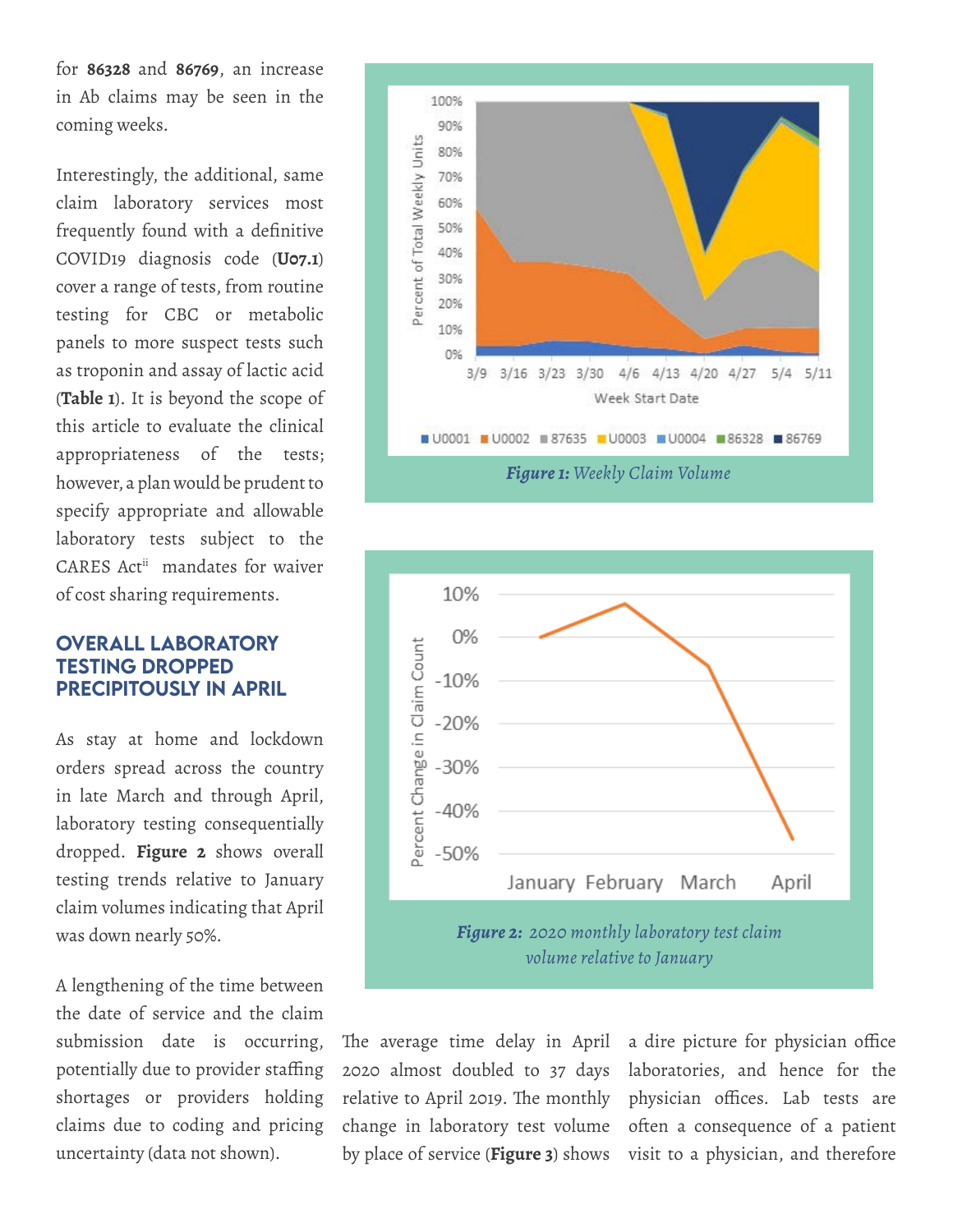for **86328** and **86769**, an increase in Ab claims may be seen in the coming weeks.

Interestingly, the additional, same claim laboratory services most frequently found with a definitive COVID19 diagnosis code (**U07.1**) cover a range of tests, from routine testing for CBC or metabolic panels to more suspect tests such as troponin and assay of lactic acid (**Table 1**). It is beyond the scope of this article to evaluate the clinical appropriateness of the tests; however, a plan would be prudent to specify appropriate and allowable laboratory tests subject to the CARES Act[ii] mandates for waiver of cost sharing requirements.

***Figure 1:** Weekly Claim Volume*

***Figure 2:** 2020 monthly laboratory test claim volume relative to January*

## OVERALL LABORATORY TESTING DROPPED PRECIPITOUSLY IN APRIL

As stay at home and lockdown orders spread across the country in late March and through April, laboratory testing consequentially dropped. **Figure 2** shows overall testing trends relative to January claim volumes indicating that April was down nearly 50%.

A lengthening of the time between the date of service and the claim submission date is occurring, potentially due to provider staffing shortages or providers holding claims due to coding and pricing uncertainty (data not shown). The average time delay in April 2020 almost doubled to 37 days relative to April 2019. The monthly change in laboratory test volume by place of service (**Figure 3**) shows a dire picture for physician office laboratories, and hence for the physician offices. Lab tests are often a consequence of a patient visit to a physician, and therefore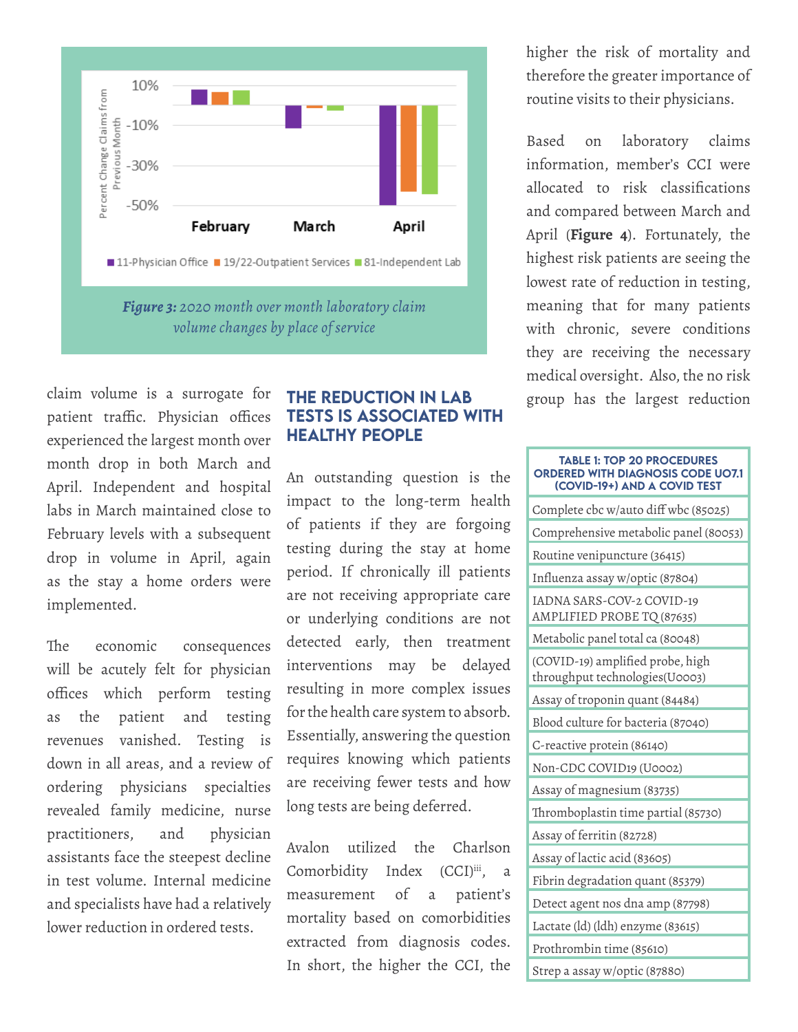Figure 3: 2020 month over month laboratory claim volume changes by place of service

claim volume is a surrogate for patient traffic. Physician offices experienced the largest month over month drop in both March and April. Independent and hospital labs in March maintained close to February levels with a subsequent drop in volume in April, again as the stay a home orders were implemented.

The economic consequences will be acutely felt for physician offices which perform testing as the patient and testing revenues vanished. Testing is down in all areas, and a review of ordering physicians specialties revealed family medicine, nurse practitioners, and physician assistants face the steepest decline in test volume. Internal medicine and specialists have had a relatively lower reduction in ordered tests.

## THE REDUCTION IN LAB TESTS IS ASSOCIATED WITH HEALTHY PEOPLE

An outstanding question is the impact to the long-term health of patients if they are forgoing testing during the stay at home period. If chronically ill patients are not receiving appropriate care or underlying conditions are not detected early, then treatment interventions may be delayed resulting in more complex issues for the health care system to absorb. Essentially, answering the question requires knowing which patients are receiving fewer tests and how long tests are being deferred.

Avalon utilized the Charlson Comorbidity Index (CCI)[iii], a measurement of a patient's mortality based on comorbidities extracted from diagnosis codes. In short, the higher the CCI, the higher the risk of mortality and therefore the greater importance of routine visits to their physicians.

Based on laboratory claims information, member's CCI were allocated to risk classifications and compared between March and April (**Figure 4**). Fortunately, the highest risk patients are seeing the lowest rate of reduction in testing, meaning that for many patients with chronic, severe conditions they are receiving the necessary medical oversight. Also, the no risk group has the largest reduction

| TABLE 1: TOP 20 PROCEDURES ORDERED WITH DIAGNOSIS CODE U07.1 (COVID-19+) AND A COVID TEST |
|---|
| Complete cbc w/auto diff wbc (85025) |
| Comprehensive metabolic panel (80053) |
| Routine venipuncture (36415) |
| Influenza assay w/optic (87804) |
| IADNA SARS-COV-2 COVID-19 AMPLIFIED PROBE TQ (87635) |
| Metabolic panel total ca (80048) |
| (COVID-19) amplified probe, high throughput technologies(U0003) |
| Assay of troponin quant (84484) |
| Blood culture for bacteria (87040) |
| C-reactive protein (86140) |
| Non-CDC COVID19 (U0002) |
| Assay of magnesium (83735) |
| Thromboplastin time partial (85730) |
| Assay of ferritin (82728) |
| Assay of lactic acid (83605) |
| Fibrin degradation quant (85379) |
| Detect agent nos dna amp (87798) |
| Lactate (ld) (ldh) enzyme (83615) |
| Prothrombin time (85610) |
| Strep a assay w/optic (87880) |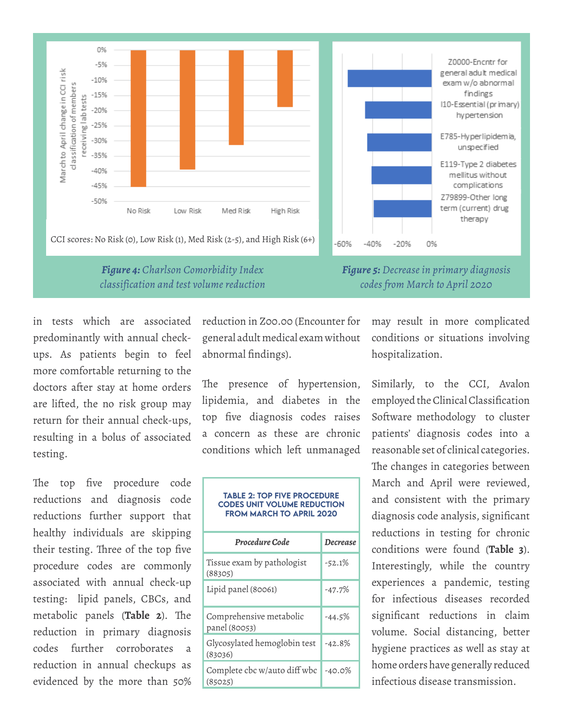*Figure 4: Charlson Comorbidity Index classification and test volume reduction*

CCI scores: No Risk (0), Low Risk (1), Med Risk (2-5), and High Risk (6+)

*Figure 5: Decrease in primary diagnosis codes from March to April 2020*

in tests which are associated predominantly with annual check-ups. As patients begin to feel more comfortable returning to the doctors after stay at home orders are lifted, the no risk group may return for their annual check-ups, resulting in a bolus of associated testing.

The top five procedure code reductions and diagnosis code reductions further support that healthy individuals are skipping their testing. Three of the top five procedure codes are commonly associated with annual check-up testing: lipid panels, CBCs, and metabolic panels (**Table 2**). The reduction in primary diagnosis codes further corroborates a reduction in annual checkups as evidenced by the more than 50% reduction in Z00.00 (Encounter for general adult medical exam without abnormal findings).

The presence of hypertension, lipidemia, and diabetes in the top five diagnosis codes raises a concern as these are chronic conditions which left unmanaged may result in more complicated conditions or situations involving hospitalization.

**TABLE 2: TOP FIVE PROCEDURE CODES UNIT VOLUME REDUCTION FROM MARCH TO APRIL 2020**

| *Procedure Code* | *Decrease* |
|---|---|
| Tissue exam by pathologist (88305) | -52.1% |
| Lipid panel (80061) | -47.7% |
| Comprehensive metabolic panel (80053) | -44.5% |
| Glycosylated hemoglobin test (83036) | -42.8% |
| Complete cbc w/auto diff wbc (85025) | -40.0% |

Similarly, to the CCI, Avalon employed the Clinical Classification Software methodology to cluster patients' diagnosis codes into a reasonable set of clinical categories. The changes in categories between March and April were reviewed, and consistent with the primary diagnosis code analysis, significant reductions in testing for chronic conditions were found (**Table 3**). Interestingly, while the country experiences a pandemic, testing for infectious diseases recorded significant reductions in claim volume. Social distancing, better hygiene practices as well as stay at home orders have generally reduced infectious disease transmission.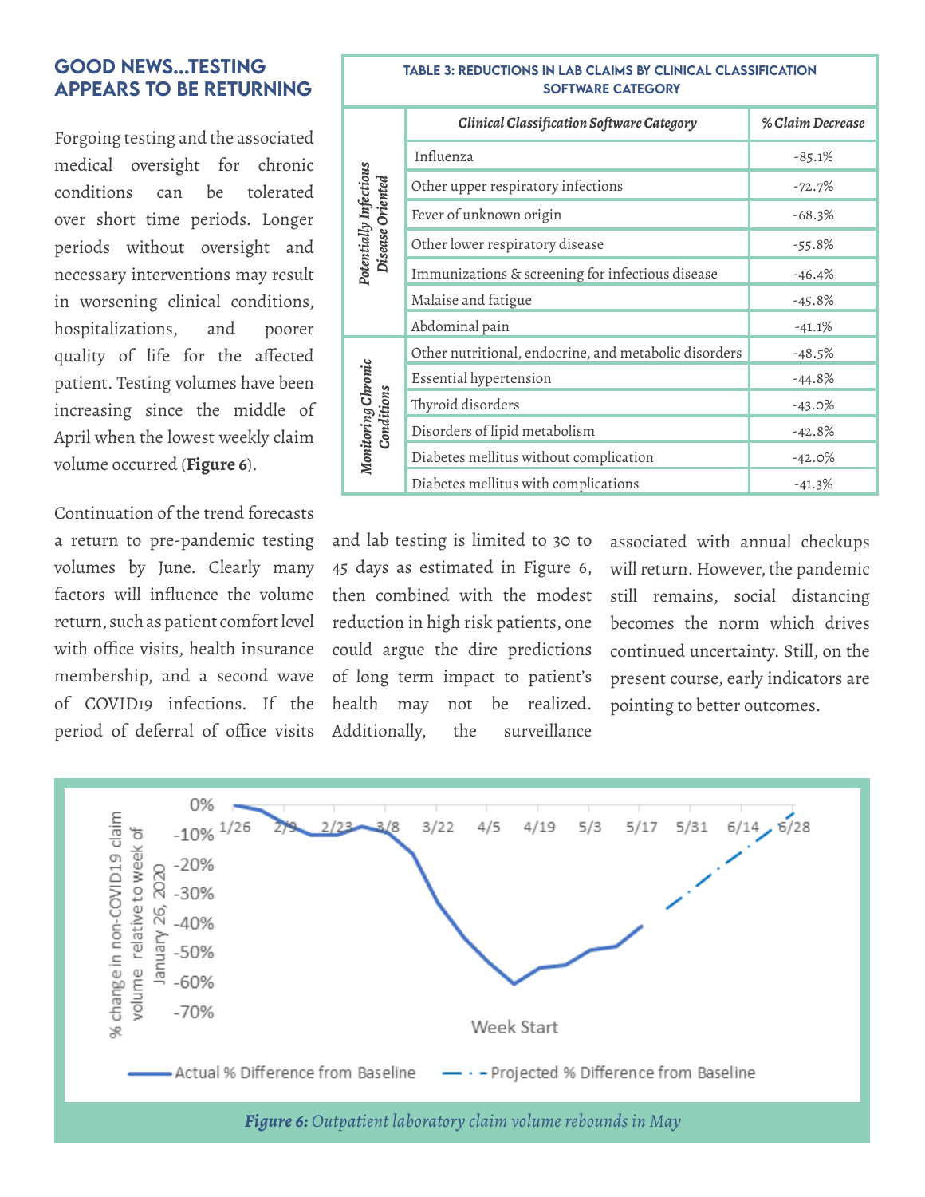## GOOD NEWS...TESTING APPEARS TO BE RETURNING

Forgoing testing and the associated medical oversight for chronic conditions can be tolerated over short time periods. Longer periods without oversight and necessary interventions may result in worsening clinical conditions, hospitalizations, and poorer quality of life for the affected patient. Testing volumes have been increasing since the middle of April when the lowest weekly claim volume occurred (**Figure 6**).

Continuation of the trend forecasts a return to pre-pandemic testing volumes by June. Clearly many factors will influence the volume return, such as patient comfort level with office visits, health insurance membership, and a second wave of COVID19 infections. If the period of deferral of office visits and lab testing is limited to 30 to 45 days as estimated in Figure 6, then combined with the modest reduction in high risk patients, one could argue the dire predictions of long term impact to patient's health may not be realized. Additionally, the surveillance associated with annual checkups will return. However, the pandemic still remains, social distancing becomes the norm which drives continued uncertainty. Still, on the present course, early indicators are pointing to better outcomes.

**TABLE 3: REDUCTIONS IN LAB CLAIMS BY CLINICAL CLASSIFICATION SOFTWARE CATEGORY**

| | *Clinical Classification Software Category* | *% Claim Decrease* |
|---|---|---|
| *Potentially Infectious Disease Oriented* | Influenza | -85.1% |
| | Other upper respiratory infections | -72.7% |
| | Fever of unknown origin | -68.3% |
| | Other lower respiratory disease | -55.8% |
| | Immunizations & screening for infectious disease | -46.4% |
| | Malaise and fatigue | -45.8% |
| | Abdominal pain | -41.1% |
| *Monitoring Chronic Conditions* | Other nutritional, endocrine, and metabolic disorders | -48.5% |
| | Essential hypertension | -44.8% |
| | Thyroid disorders | -43.0% |
| | Disorders of lipid metabolism | -42.8% |
| | Diabetes mellitus without complication | -42.0% |
| | Diabetes mellitus with complications | -41.3% |

***Figure 6:** Outpatient laboratory claim volume rebounds in May*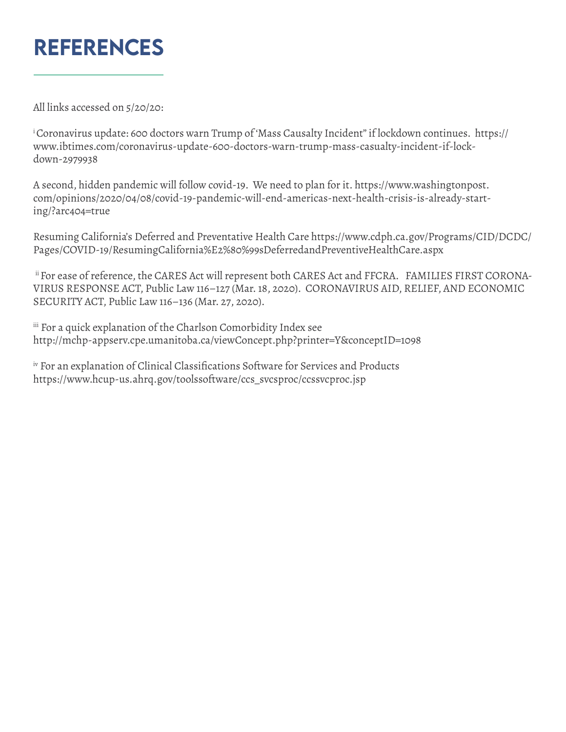# REFERENCES

All links accessed on 5/20/20:

[i] Coronavirus update: 600 doctors warn Trump of 'Mass Causalty Incident" if lockdown continues. https://www.ibtimes.com/coronavirus-update-600-doctors-warn-trump-mass-casualty-incident-if-lock-down-2979938

A second, hidden pandemic will follow covid-19. We need to plan for it. https://www.washingtonpost.com/opinions/2020/04/08/covid-19-pandemic-will-end-americas-next-health-crisis-is-already-starting/?arc404=true

Resuming California's Deferred and Preventative Health Care https://www.cdph.ca.gov/Programs/CID/DCDC/Pages/COVID-19/ResumingCalifornia%E2%80%99sDeferredandPreventiveHealthCare.aspx

[ii] For ease of reference, the CARES Act will represent both CARES Act and FFCRA. FAMILIES FIRST CORONAVIRUS RESPONSE ACT, Public Law 116–127 (Mar. 18, 2020). CORONAVIRUS AID, RELIEF, AND ECONOMIC SECURITY ACT, Public Law 116–136 (Mar. 27, 2020).

[iii] For a quick explanation of the Charlson Comorbidity Index see http://mchp-appserv.cpe.umanitoba.ca/viewConcept.php?printer=Y&conceptID=1098

[iv] For an explanation of Clinical Classifications Software for Services and Products https://www.hcup-us.ahrq.gov/toolssoftware/ccs_svcsproc/ccssvcproc.jsp